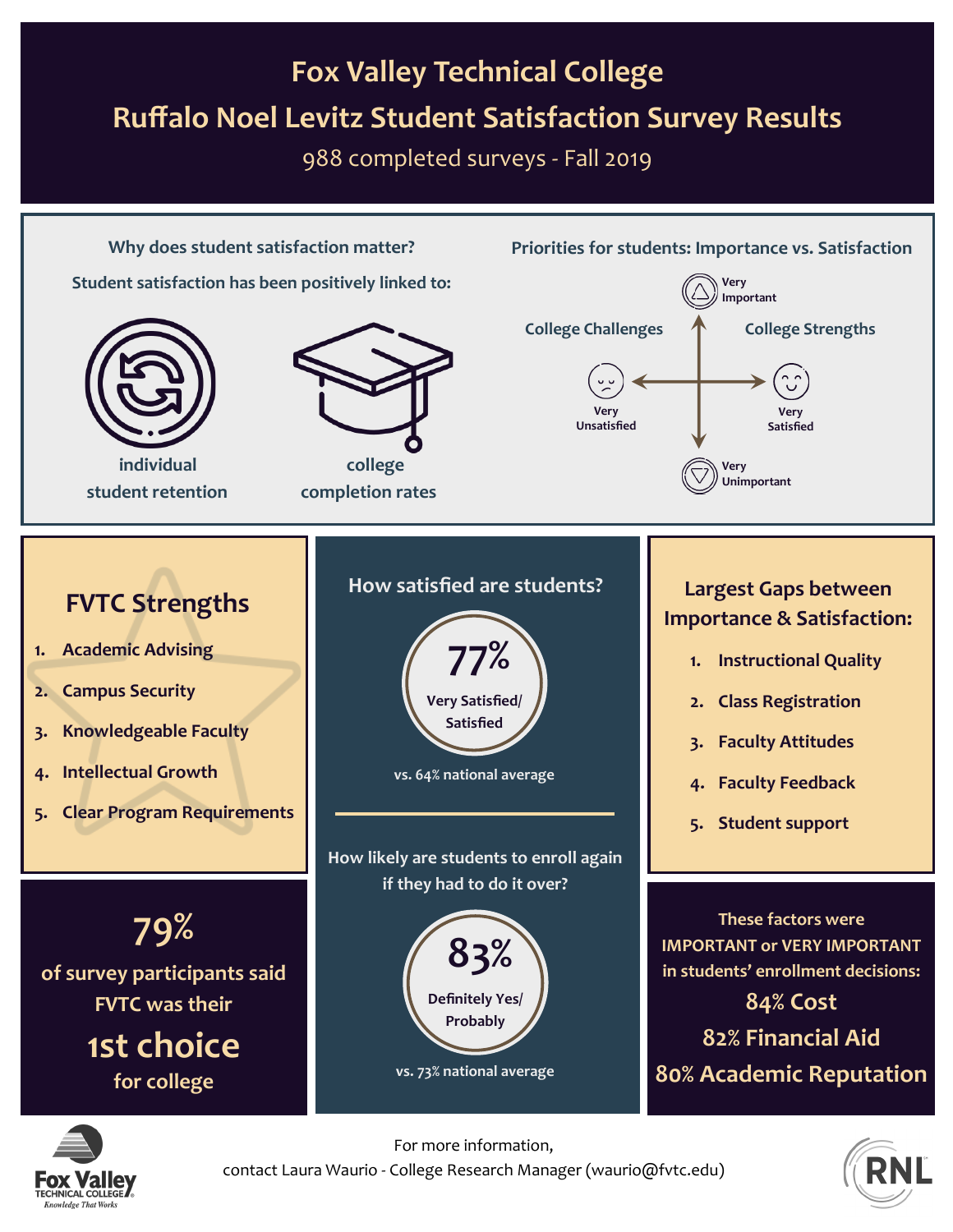# Fox Valley Technical College

# Ruffalo Noel Levitz Student Satisfaction Survey Results

988 completed surveys - Fall 2019

## Why does student satisfaction matter?

Student satisfaction has been positively linked to:

- individual student retention
- college completion rates

## Priorities for students: Importance vs. Satisfaction

- Very Important
- Very Unimportant
- Very Unsatisfied
- Very Satisfied
- College Challenges
- College Strengths

## FVTC Strengths

1. Academic Advising
2. Campus Security
3. Knowledgeable Faculty
4. Intellectual Growth
5. Clear Program Requirements

## How satisfied are students?

**77%** Very Satisfied/ Satisfied

vs. 64% national average

## How likely are students to enroll again if they had to do it over?

**83%** Definitely Yes/ Probably

vs. 73% national average

## Largest Gaps between Importance & Satisfaction:

1. Instructional Quality
2. Class Registration
3. Faculty Attitudes
4. Faculty Feedback
5. Student support

**79%** of survey participants said FVTC was their **1st choice** for college

These factors were IMPORTANT or VERY IMPORTANT in students' enrollment decisions:

- 84% Cost
- 82% Financial Aid
- 80% Academic Reputation

For more information, contact Laura Waurio - College Research Manager (waurio@fvtc.edu)

Fox Valley Technical College — Knowledge That Works

RNL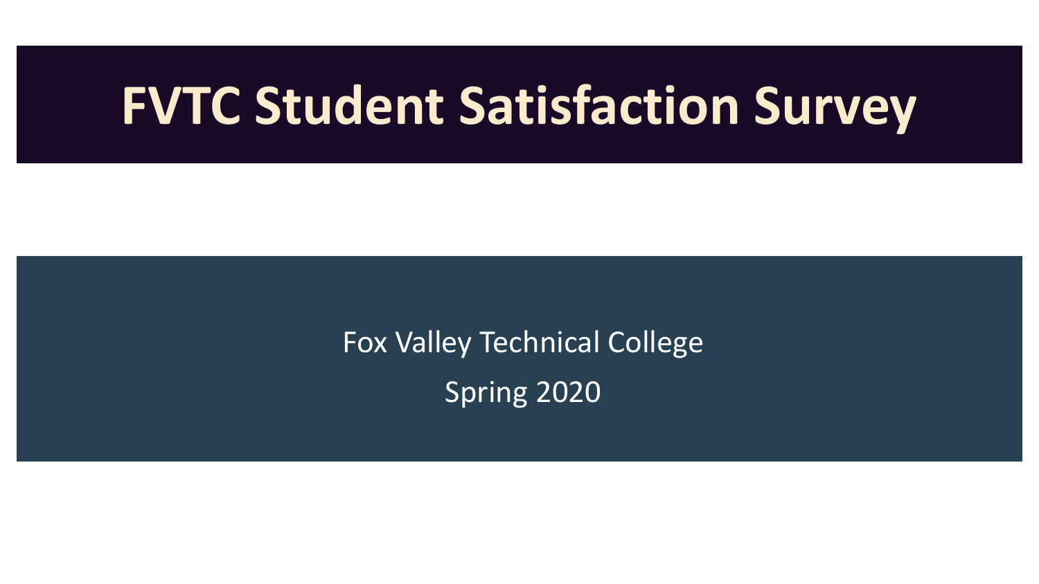# FVTC Student Satisfaction Survey

Fox Valley Technical College

Spring 2020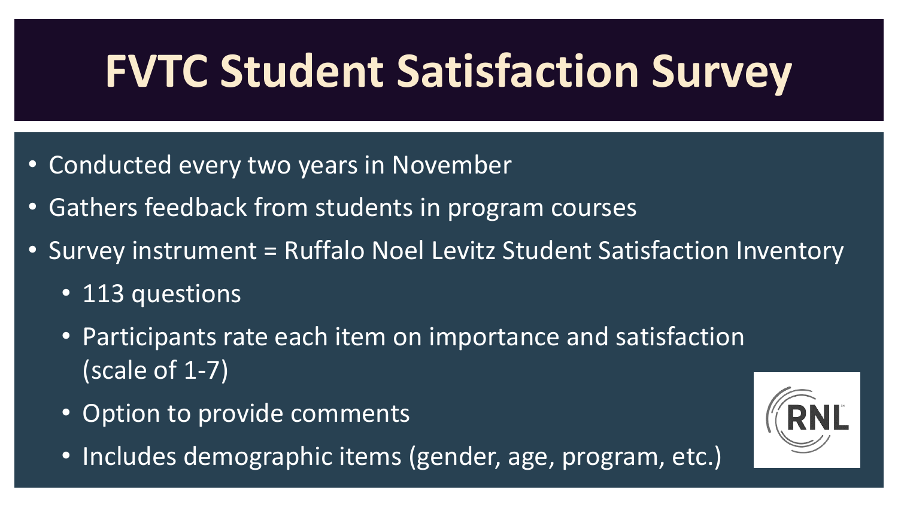# FVTC Student Satisfaction Survey

- Conducted every two years in November
- Gathers feedback from students in program courses
- Survey instrument = Ruffalo Noel Levitz Student Satisfaction Inventory
  - 113 questions
  - Participants rate each item on importance and satisfaction (scale of 1-7)
  - Option to provide comments
  - Includes demographic items (gender, age, program, etc.)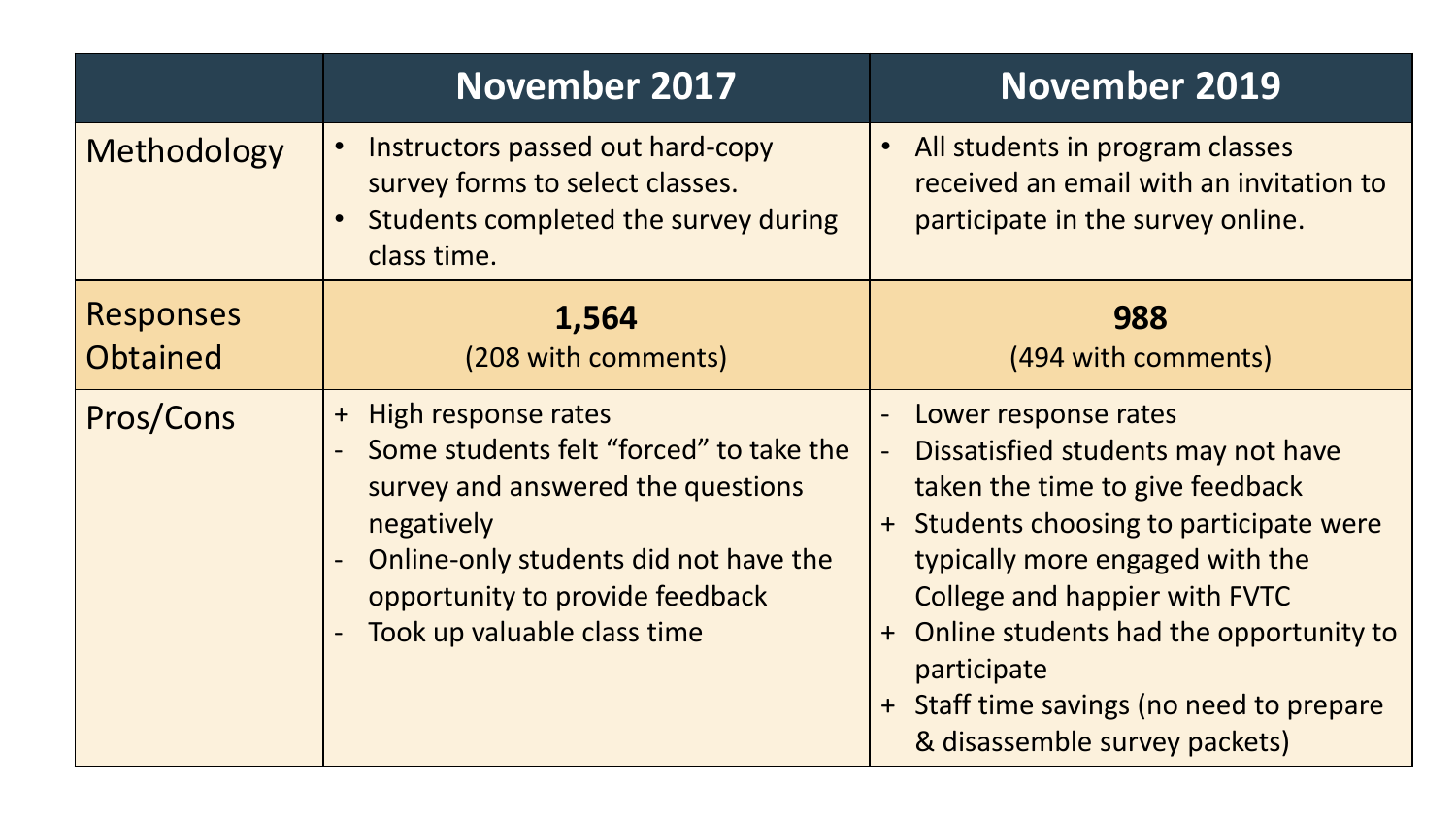| | November 2017 | November 2019 |
|---|---|---|
| Methodology | • Instructors passed out hard-copy survey forms to select classes.<br>• Students completed the survey during class time. | • All students in program classes received an email with an invitation to participate in the survey online. |
| Responses Obtained | **1,564**<br>(208 with comments) | **988**<br>(494 with comments) |
| Pros/Cons | + High response rates<br>- Some students felt "forced" to take the survey and answered the questions negatively<br>- Online-only students did not have the opportunity to provide feedback<br>- Took up valuable class time | - Lower response rates<br>- Dissatisfied students may not have taken the time to give feedback<br>+ Students choosing to participate were typically more engaged with the College and happier with FVTC<br>+ Online students had the opportunity to participate<br>+ Staff time savings (no need to prepare & disassemble survey packets) |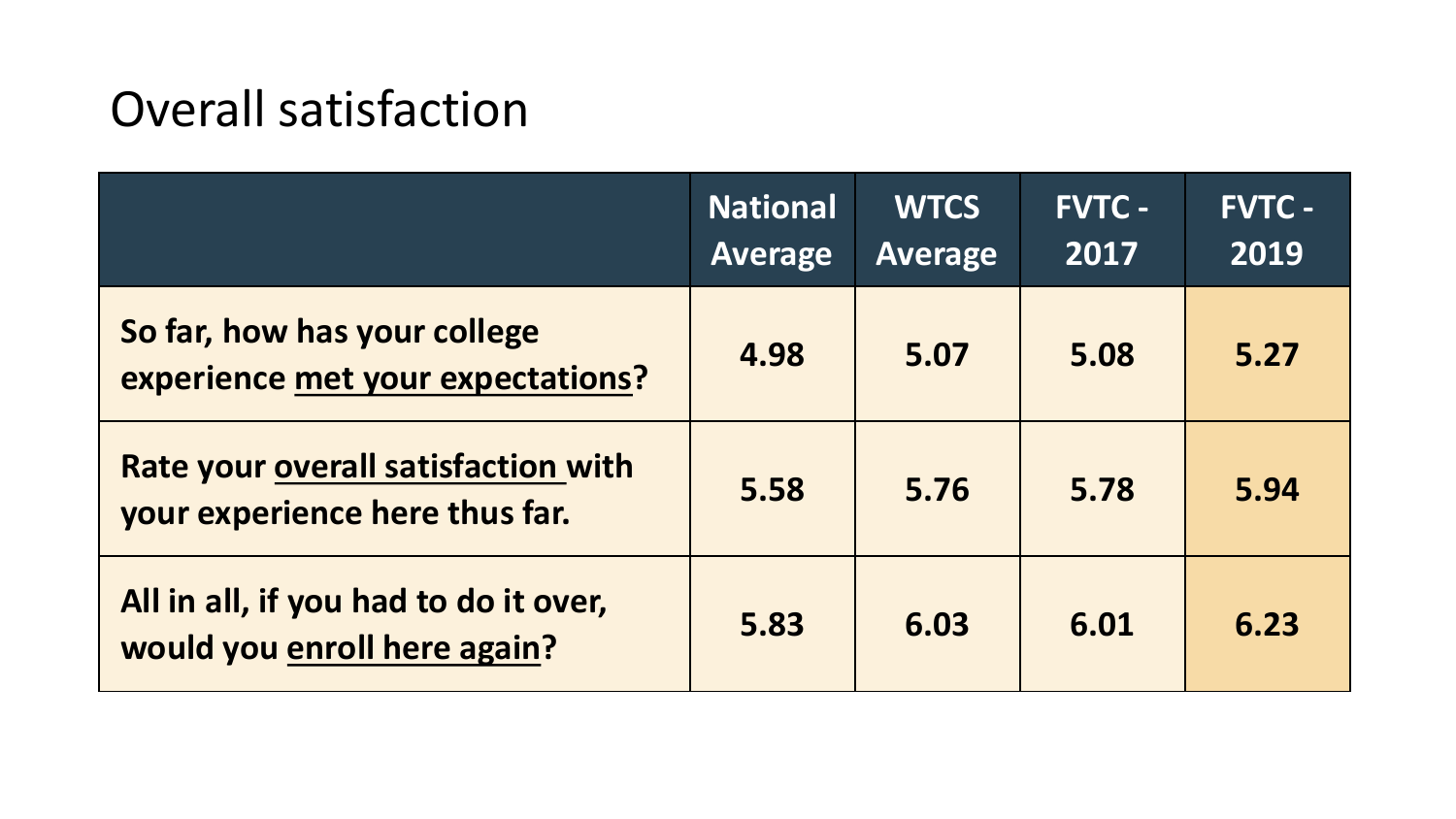# Overall satisfaction

| | National Average | WTCS Average | FVTC - 2017 | FVTC - 2019 |
|---|---|---|---|---|
| **So far, how has your college experience <u>met your expectations</u>?** | **4.98** | **5.07** | **5.08** | **5.27** |
| **Rate your <u>overall satisfaction</u> with your experience here thus far.** | **5.58** | **5.76** | **5.78** | **5.94** |
| **All in all, if you had to do it over, would you <u>enroll here again</u>?** | **5.83** | **6.03** | **6.01** | **6.23** |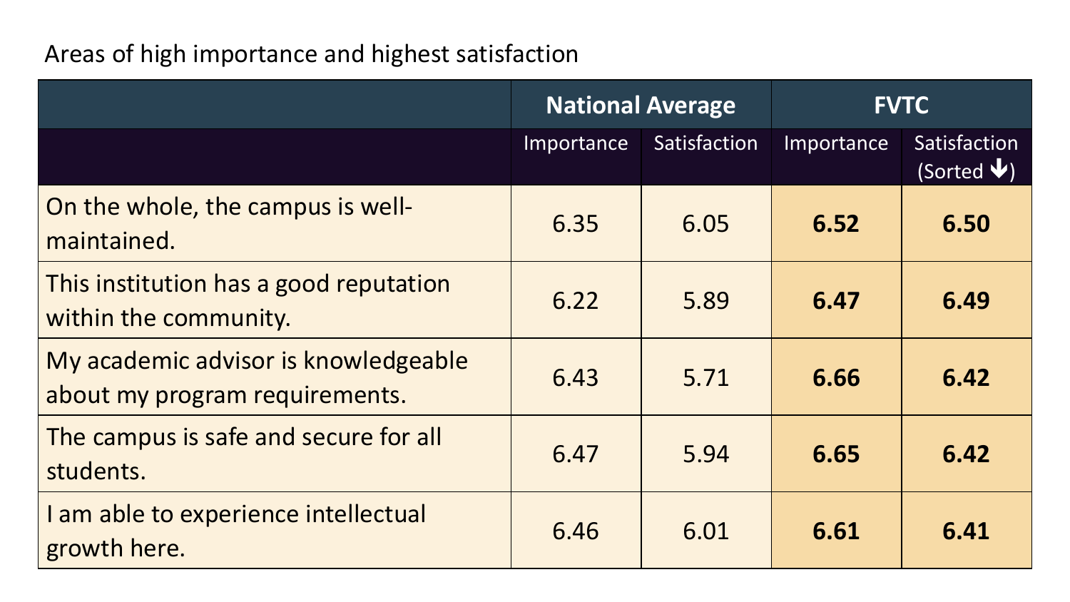Areas of high importance and highest satisfaction

| | National Average | | FVTC | |
|---|---|---|---|---|
| | Importance | Satisfaction | Importance | Satisfaction (Sorted ↓) |
| On the whole, the campus is well-maintained. | 6.35 | 6.05 | **6.52** | **6.50** |
| This institution has a good reputation within the community. | 6.22 | 5.89 | **6.47** | **6.49** |
| My academic advisor is knowledgeable about my program requirements. | 6.43 | 5.71 | **6.66** | **6.42** |
| The campus is safe and secure for all students. | 6.47 | 5.94 | **6.65** | **6.42** |
| I am able to experience intellectual growth here. | 6.46 | 6.01 | **6.61** | **6.41** |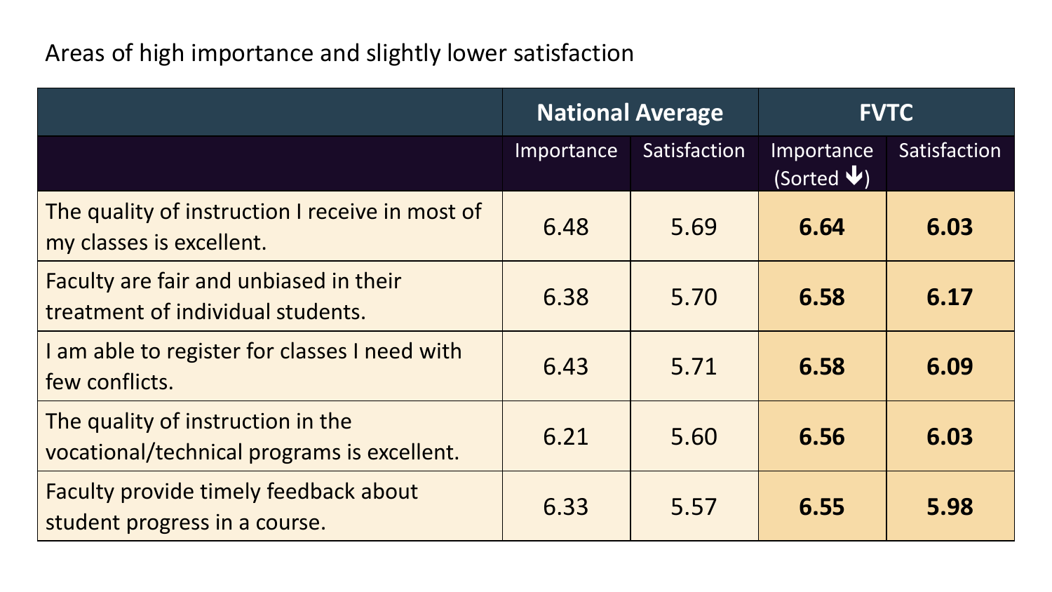Areas of high importance and slightly lower satisfaction

| | National Average | | FVTC | |
|---|---|---|---|---|
| | Importance | Satisfaction | Importance (Sorted ↓) | Satisfaction |
| The quality of instruction I receive in most of my classes is excellent. | 6.48 | 5.69 | **6.64** | **6.03** |
| Faculty are fair and unbiased in their treatment of individual students. | 6.38 | 5.70 | **6.58** | **6.17** |
| I am able to register for classes I need with few conflicts. | 6.43 | 5.71 | **6.58** | **6.09** |
| The quality of instruction in the vocational/technical programs is excellent. | 6.21 | 5.60 | **6.56** | **6.03** |
| Faculty provide timely feedback about student progress in a course. | 6.33 | 5.57 | **6.55** | **5.98** |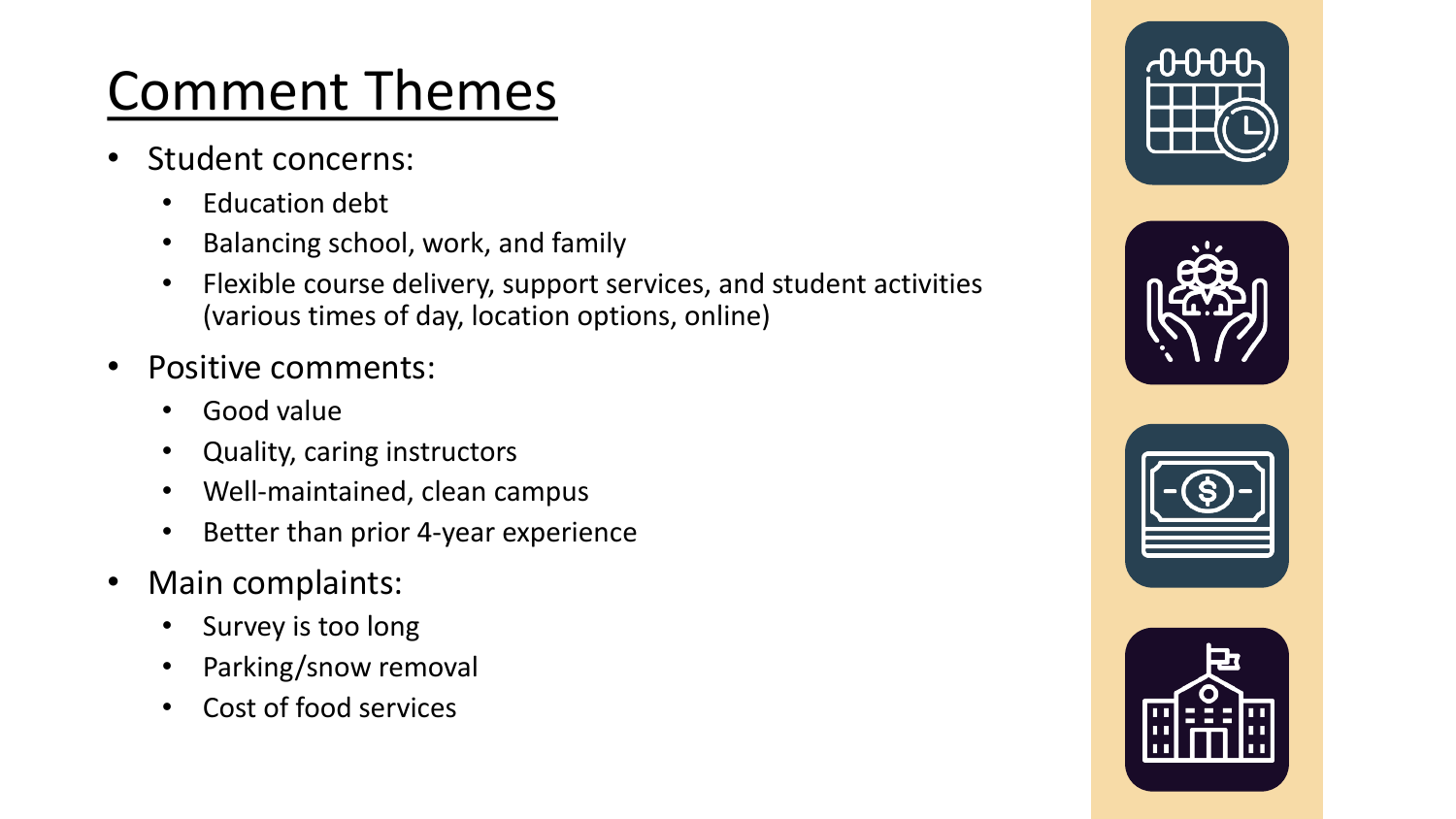# Comment Themes

- Student concerns:
  - Education debt
  - Balancing school, work, and family
  - Flexible course delivery, support services, and student activities (various times of day, location options, online)
- Positive comments:
  - Good value
  - Quality, caring instructors
  - Well-maintained, clean campus
  - Better than prior 4-year experience
- Main complaints:
  - Survey is too long
  - Parking/snow removal
  - Cost of food services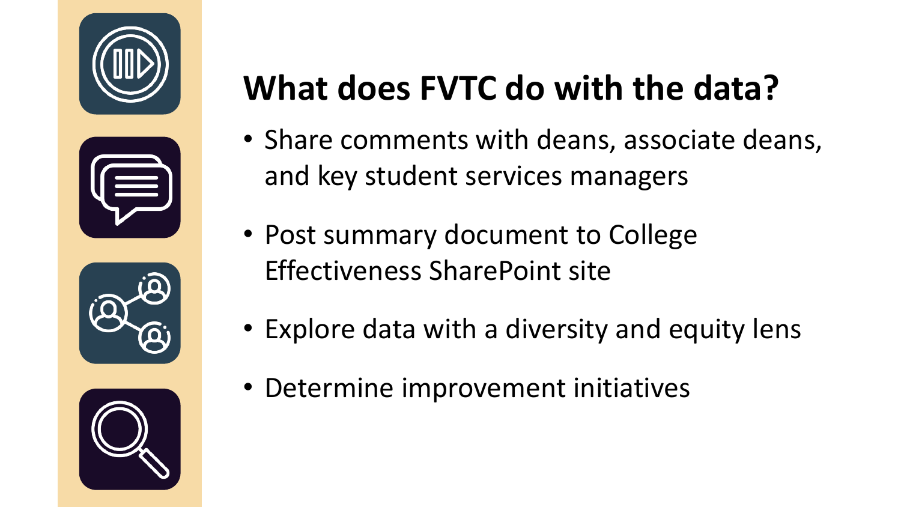# What does FVTC do with the data?

- Share comments with deans, associate deans, and key student services managers
- Post summary document to College Effectiveness SharePoint site
- Explore data with a diversity and equity lens
- Determine improvement initiatives